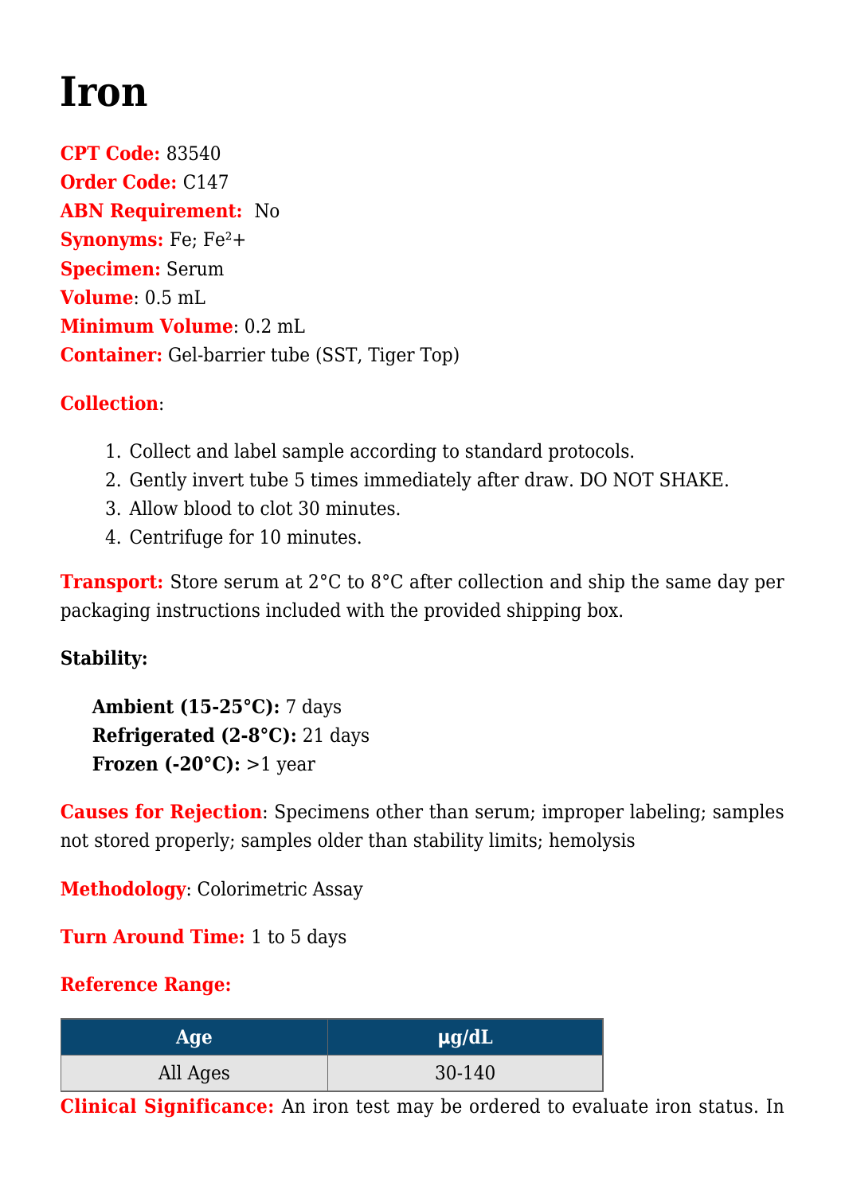# Iron

**CPT Code:** 83540
**Order Code:** C147
**ABN Requirement:** No
**Synonyms:** Fe; $Fe^{2+}$
**Specimen:** Serum
**Volume**: 0.5 mL
**Minimum Volume**: 0.2 mL
**Container:** Gel-barrier tube (SST, Tiger Top)

**Collection**:

1. Collect and label sample according to standard protocols.
2. Gently invert tube 5 times immediately after draw. DO NOT SHAKE.
3. Allow blood to clot 30 minutes.
4. Centrifuge for 10 minutes.

**Transport:** Store serum at 2°C to 8°C after collection and ship the same day per packaging instructions included with the provided shipping box.

**Stability:**

**Ambient (15-25°C):** 7 days
**Refrigerated (2-8°C):** 21 days
**Frozen (-20°C):** >1 year

**Causes for Rejection**: Specimens other than serum; improper labeling; samples not stored properly; samples older than stability limits; hemolysis

**Methodology**: Colorimetric Assay

**Turn Around Time:** 1 to 5 days

**Reference Range:**

| Age | µg/dL |
|---|---|
| All Ages | 30-140 |

**Clinical Significance:** An iron test may be ordered to evaluate iron status. In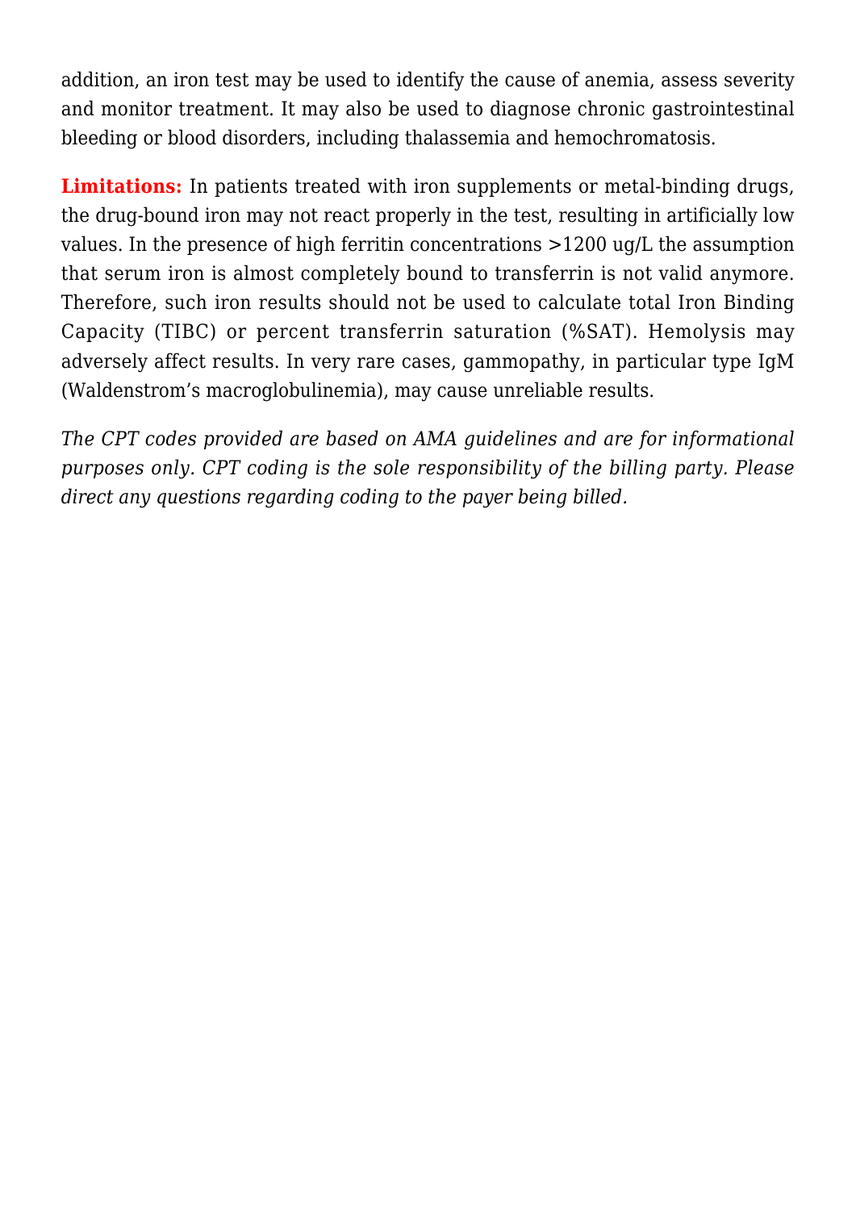addition, an iron test may be used to identify the cause of anemia, assess severity and monitor treatment. It may also be used to diagnose chronic gastrointestinal bleeding or blood disorders, including thalassemia and hemochromatosis.

**Limitations:** In patients treated with iron supplements or metal-binding drugs, the drug-bound iron may not react properly in the test, resulting in artificially low values. In the presence of high ferritin concentrations >1200 ug/L the assumption that serum iron is almost completely bound to transferrin is not valid anymore. Therefore, such iron results should not be used to calculate total Iron Binding Capacity (TIBC) or percent transferrin saturation (%SAT). Hemolysis may adversely affect results. In very rare cases, gammopathy, in particular type IgM (Waldenstrom's macroglobulinemia), may cause unreliable results.

*The CPT codes provided are based on AMA guidelines and are for informational purposes only. CPT coding is the sole responsibility of the billing party. Please direct any questions regarding coding to the payer being billed.*